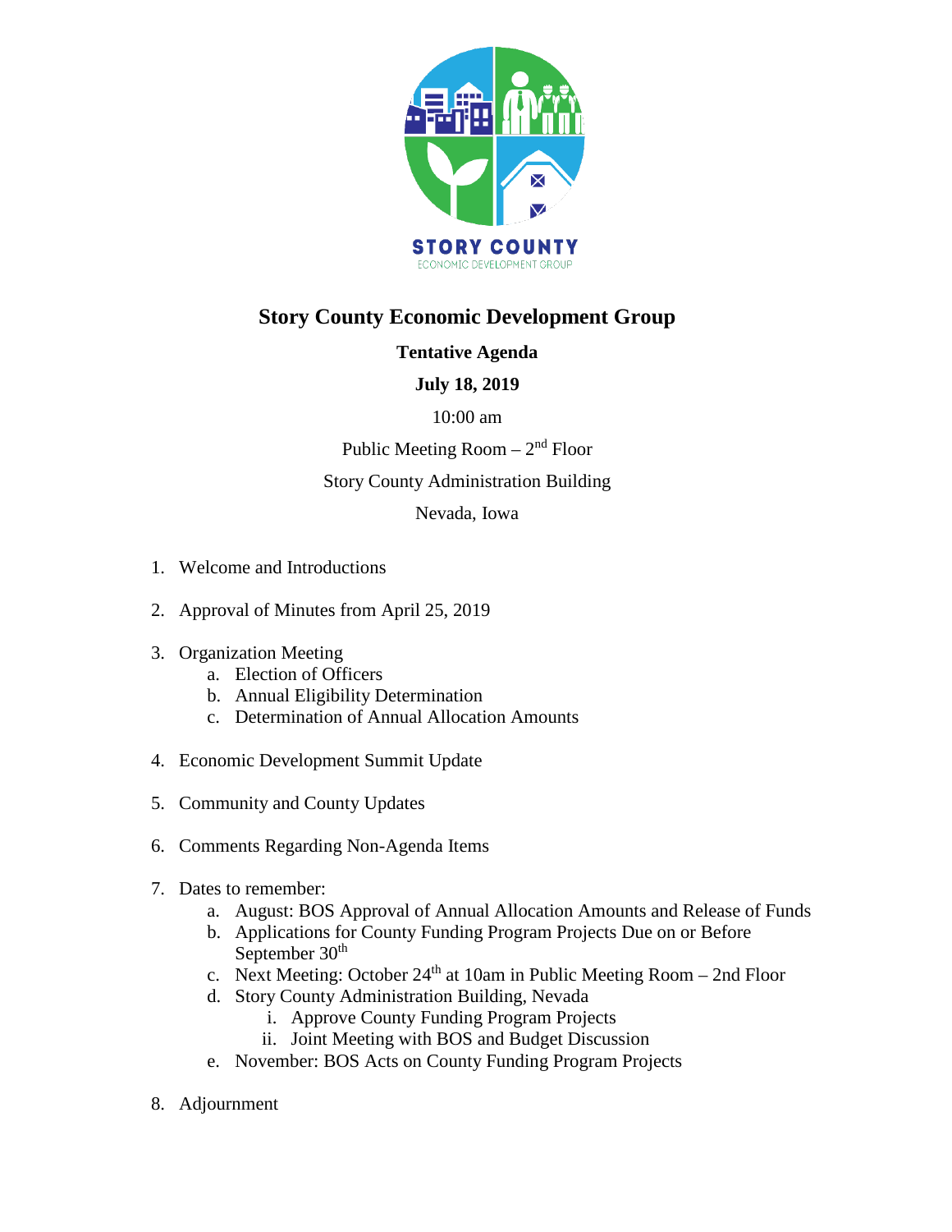STORY COUNTY
ECONOMIC DEVELOPMENT GROUP

# Story County Economic Development Group

**Tentative Agenda**

**July 18, 2019**

10:00 am

Public Meeting Room – 2nd Floor

Story County Administration Building

Nevada, Iowa

1. Welcome and Introductions

2. Approval of Minutes from April 25, 2019

3. Organization Meeting
   a. Election of Officers
   b. Annual Eligibility Determination
   c. Determination of Annual Allocation Amounts

4. Economic Development Summit Update

5. Community and County Updates

6. Comments Regarding Non-Agenda Items

7. Dates to remember:
   a. August: BOS Approval of Annual Allocation Amounts and Release of Funds
   b. Applications for County Funding Program Projects Due on or Before September 30th
   c. Next Meeting: October 24th at 10am in Public Meeting Room – 2nd Floor
   d. Story County Administration Building, Nevada
      i. Approve County Funding Program Projects
      ii. Joint Meeting with BOS and Budget Discussion
   e. November: BOS Acts on County Funding Program Projects

8. Adjournment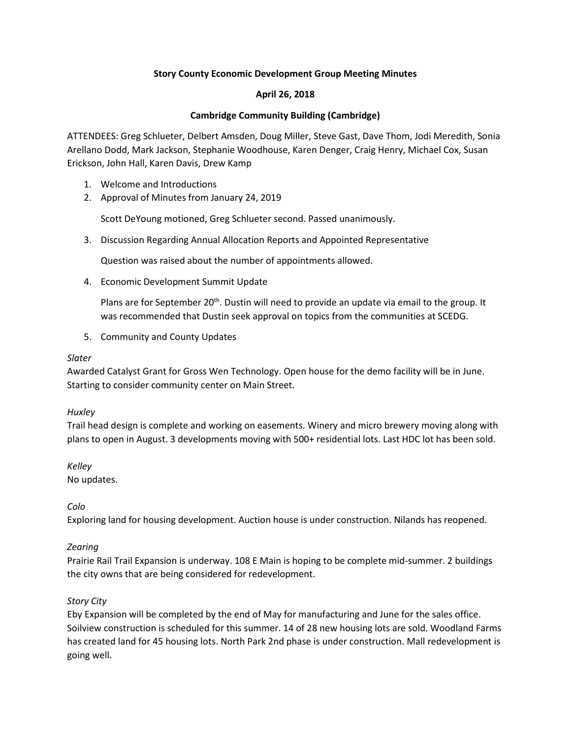**Story County Economic Development Group Meeting Minutes**

**April 26, 2018**

**Cambridge Community Building (Cambridge)**

ATTENDEES: Greg Schlueter, Delbert Amsden, Doug Miller, Steve Gast, Dave Thom, Jodi Meredith, Sonia Arellano Dodd, Mark Jackson, Stephanie Woodhouse, Karen Denger, Craig Henry, Michael Cox, Susan Erickson, John Hall, Karen Davis, Drew Kamp

1. Welcome and Introductions
2. Approval of Minutes from January 24, 2019

   Scott DeYoung motioned, Greg Schlueter second. Passed unanimously.

3. Discussion Regarding Annual Allocation Reports and Appointed Representative

   Question was raised about the number of appointments allowed.

4. Economic Development Summit Update

   Plans are for September 20th. Dustin will need to provide an update via email to the group. It was recommended that Dustin seek approval on topics from the communities at SCEDG.

5. Community and County Updates

*Slater*
Awarded Catalyst Grant for Gross Wen Technology. Open house for the demo facility will be in June. Starting to consider community center on Main Street.

*Huxley*
Trail head design is complete and working on easements. Winery and micro brewery moving along with plans to open in August. 3 developments moving with 500+ residential lots. Last HDC lot has been sold.

*Kelley*
No updates.

*Colo*
Exploring land for housing development. Auction house is under construction. Nilands has reopened.

*Zearing*
Prairie Rail Trail Expansion is underway. 108 E Main is hoping to be complete mid-summer. 2 buildings the city owns that are being considered for redevelopment.

*Story City*
Eby Expansion will be completed by the end of May for manufacturing and June for the sales office. Soilview construction is scheduled for this summer. 14 of 28 new housing lots are sold. Woodland Farms has created land for 45 housing lots. North Park 2nd phase is under construction. Mall redevelopment is going well.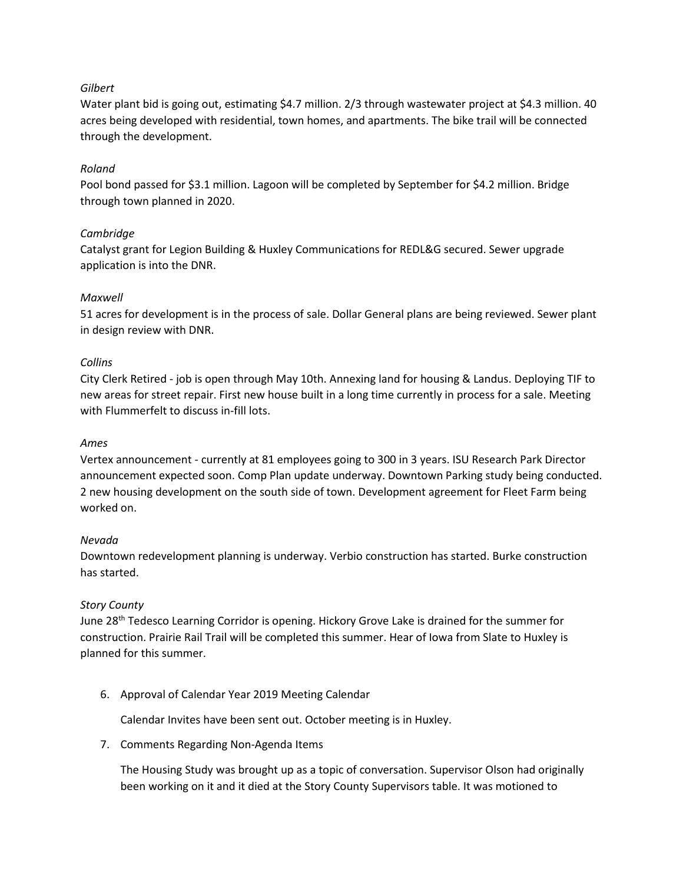*Gilbert*

Water plant bid is going out, estimating $4.7 million. 2/3 through wastewater project at $4.3 million. 40 acres being developed with residential, town homes, and apartments. The bike trail will be connected through the development.

*Roland*

Pool bond passed for $3.1 million. Lagoon will be completed by September for $4.2 million. Bridge through town planned in 2020.

*Cambridge*

Catalyst grant for Legion Building & Huxley Communications for REDL&G secured. Sewer upgrade application is into the DNR.

*Maxwell*

51 acres for development is in the process of sale. Dollar General plans are being reviewed. Sewer plant in design review with DNR.

*Collins*

City Clerk Retired - job is open through May 10th. Annexing land for housing & Landus. Deploying TIF to new areas for street repair. First new house built in a long time currently in process for a sale. Meeting with Flummerfelt to discuss in-fill lots.

*Ames*

Vertex announcement - currently at 81 employees going to 300 in 3 years. ISU Research Park Director announcement expected soon. Comp Plan update underway. Downtown Parking study being conducted. 2 new housing development on the south side of town. Development agreement for Fleet Farm being worked on.

*Nevada*

Downtown redevelopment planning is underway. Verbio construction has started. Burke construction has started.

*Story County*

June 28th Tedesco Learning Corridor is opening. Hickory Grove Lake is drained for the summer for construction. Prairie Rail Trail will be completed this summer. Hear of Iowa from Slate to Huxley is planned for this summer.

6. Approval of Calendar Year 2019 Meeting Calendar

   Calendar Invites have been sent out. October meeting is in Huxley.

7. Comments Regarding Non-Agenda Items

   The Housing Study was brought up as a topic of conversation. Supervisor Olson had originally been working on it and it died at the Story County Supervisors table. It was motioned to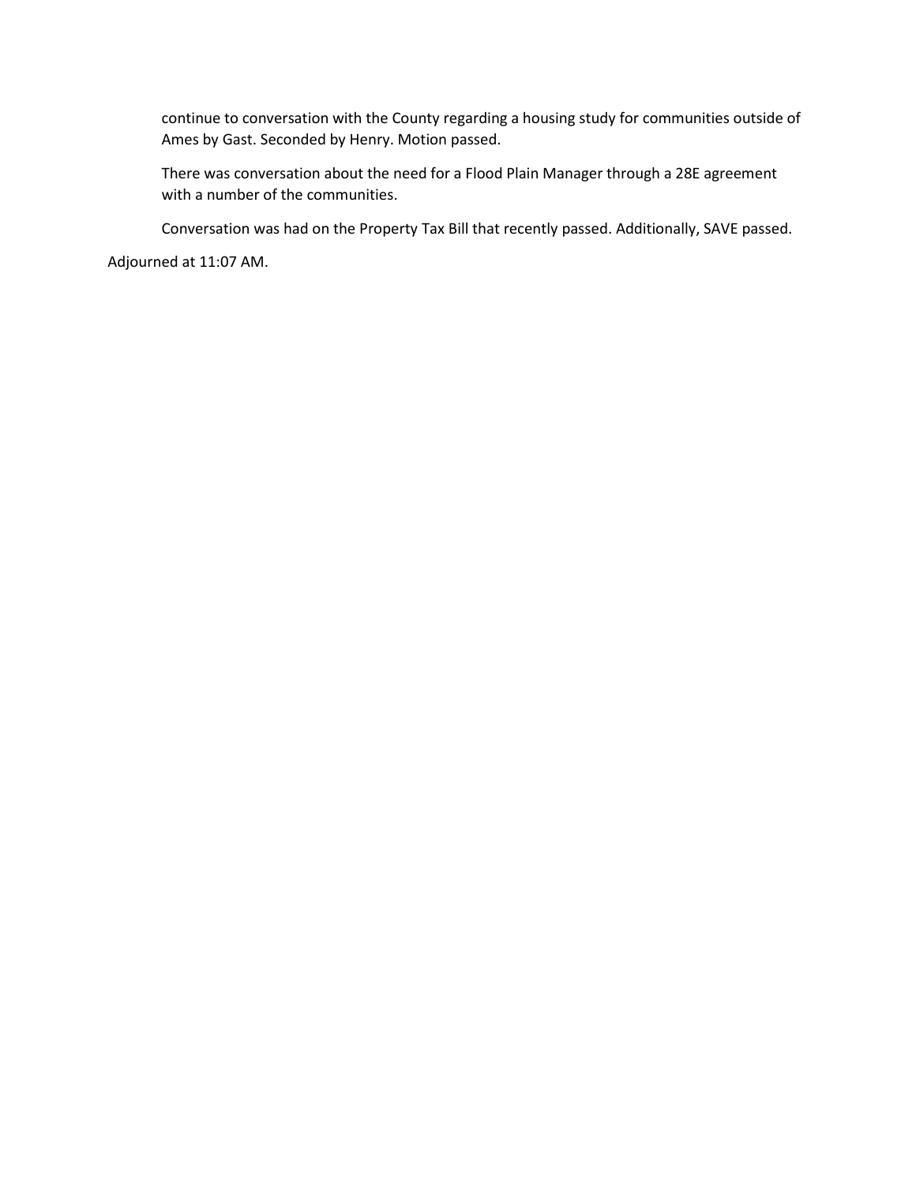continue to conversation with the County regarding a housing study for communities outside of Ames by Gast. Seconded by Henry. Motion passed.

There was conversation about the need for a Flood Plain Manager through a 28E agreement with a number of the communities.

Conversation was had on the Property Tax Bill that recently passed. Additionally, SAVE passed.

Adjourned at 11:07 AM.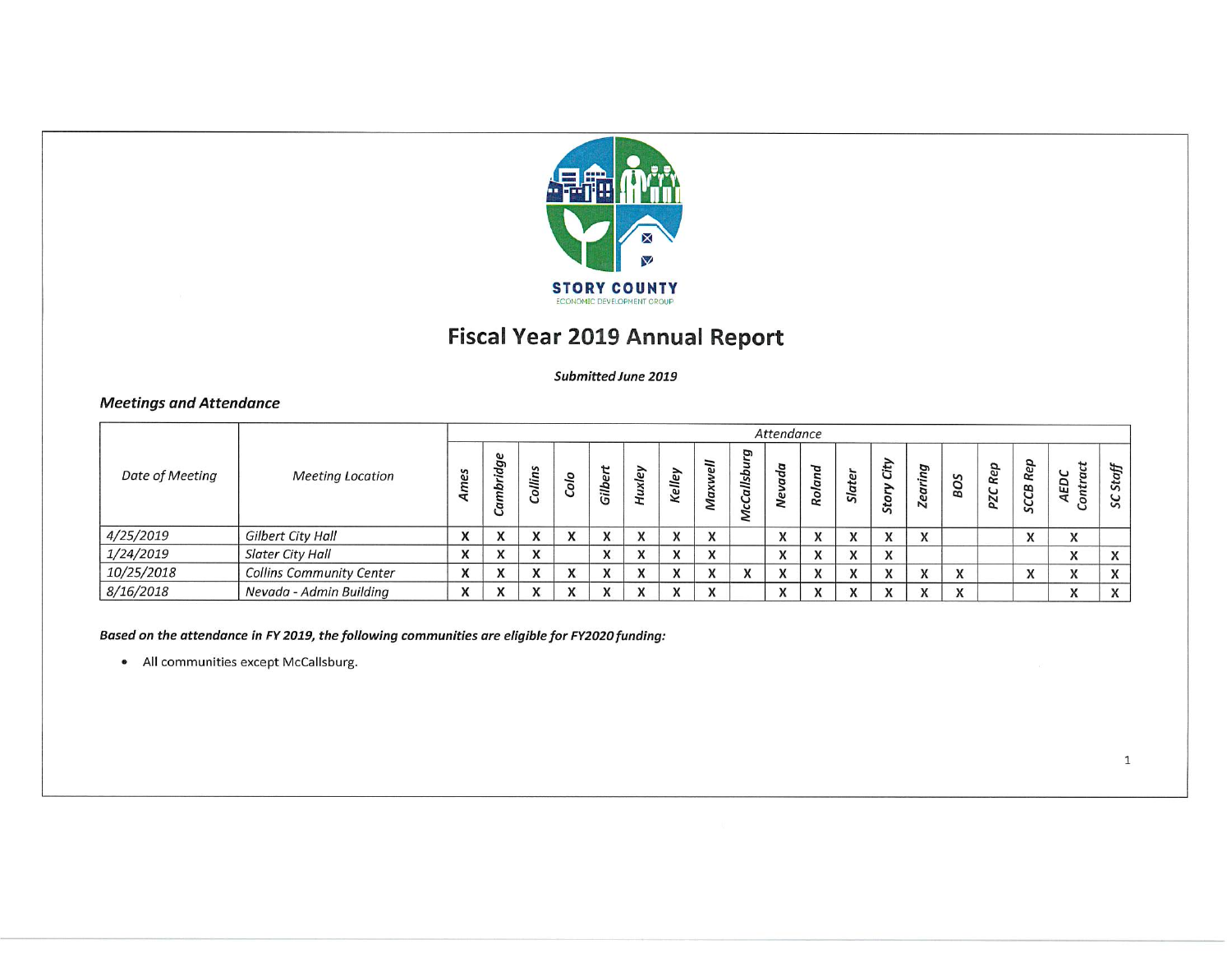STORY COUNTY
ECONOMIC DEVELOPMENT GROUP

# Fiscal Year 2019 Annual Report

***Submitted June 2019***

### *Meetings and Attendance*

| *Date of Meeting* | *Meeting Location* | *Attendance* | | | | | | | | | | | | | | | | | | |
|---|---|---|---|---|---|---|---|---|---|---|---|---|---|---|---|---|---|---|---|---|
| | | *Ames* | *Cambridge* | *Collins* | *Colo* | *Gilbert* | *Huxley* | *Kelley* | *Maxwell* | *McCallsburg* | *Nevada* | *Roland* | *Slater* | *Story City* | *Zearing* | *BOS* | *PZC Rep* | *SCCB Rep* | *AEDC Contract* | *SC Staff* |
| *4/25/2019* | *Gilbert City Hall* | X | X | X | X | X | X | X | X | | X | X | X | X | X | | | X | X | |
| *1/24/2019* | *Slater City Hall* | X | X | X | | X | X | X | X | | X | X | X | X | | | | | X | X |
| *10/25/2018* | *Collins Community Center* | X | X | X | X | X | X | X | X | X | X | X | X | X | X | X | | X | X | X |
| *8/16/2018* | *Nevada - Admin Building* | X | X | X | X | X | X | X | X | | X | X | X | X | X | X | | | X | X |

***Based on the attendance in FY 2019, the following communities are eligible for FY2020 funding:***

- All communities except McCallsburg.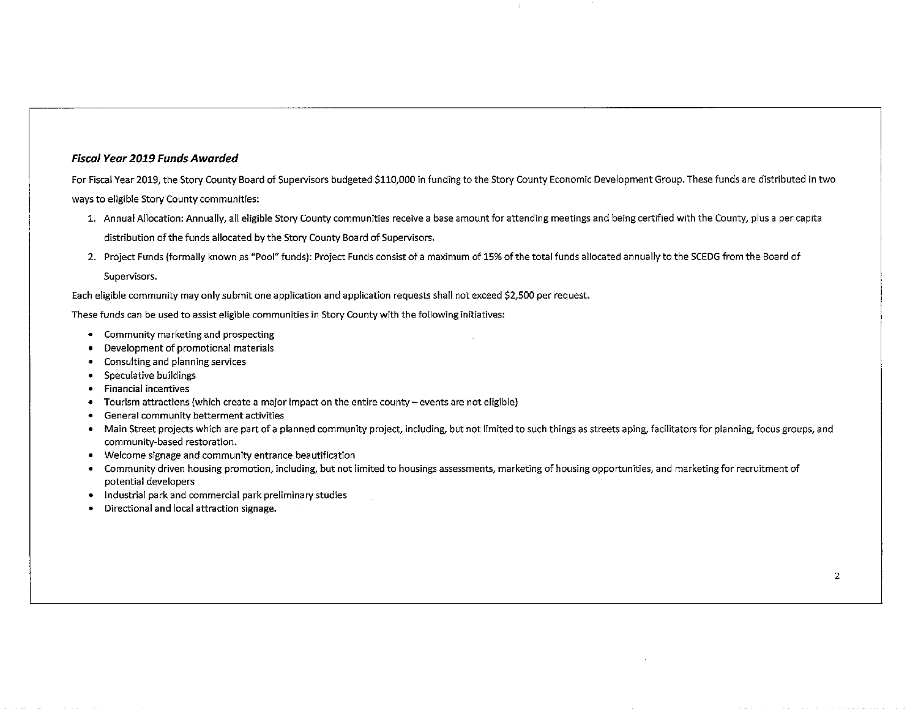### ***Fiscal Year 2019 Funds Awarded***

For Fiscal Year 2019, the Story County Board of Supervisors budgeted $110,000 in funding to the Story County Economic Development Group. These funds are distributed in two ways to eligible Story County communities:

1. Annual Allocation: Annually, all eligible Story County communities receive a base amount for attending meetings and being certified with the County, plus a per capita distribution of the funds allocated by the Story County Board of Supervisors.
2. Project Funds (formally known as "Pool" funds): Project Funds consist of a maximum of 15% of the total funds allocated annually to the SCEDG from the Board of Supervisors.

Each eligible community may only submit one application and application requests shall not exceed $2,500 per request.

These funds can be used to assist eligible communities in Story County with the following initiatives:

- Community marketing and prospecting
- Development of promotional materials
- Consulting and planning services
- Speculative buildings
- Financial incentives
- Tourism attractions (which create a major impact on the entire county – events are not eligible)
- General community betterment activities
- Main Street projects which are part of a planned community project, including, but not limited to such things as streets aping, facilitators for planning, focus groups, and community-based restoration.
- Welcome signage and community entrance beautification
- Community driven housing promotion, including, but not limited to housings assessments, marketing of housing opportunities, and marketing for recruitment of potential developers
- Industrial park and commercial park preliminary studies
- Directional and local attraction signage.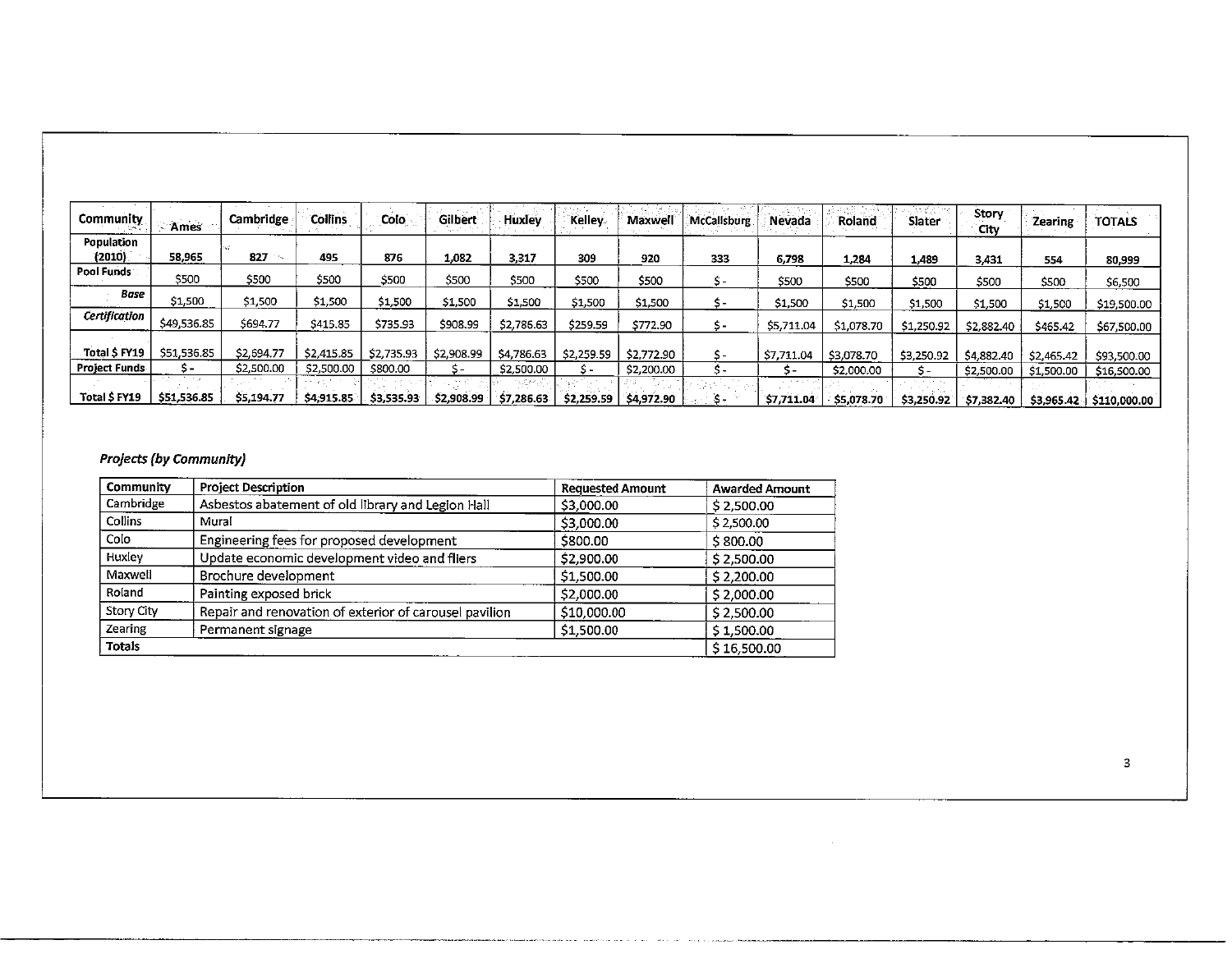| Community | Ames | Cambridge | Collins | Colo | Gilbert | Huxley | Kelley | Maxwell | McCallsburg | Nevada | Roland | Slater | Story City | Zearing | TOTALS |
|---|---|---|---|---|---|---|---|---|---|---|---|---|---|---|---|
| Population (2010) | 58,965 | 827 | 495 | 876 | 1,082 | 3,317 | 309 | 920 | 333 | 6,798 | 1,284 | 1,489 | 3,431 | 554 | 80,999 |
| Pool Funds | $500 | $500 | $500 | $500 | $500 | $500 | $500 | $500 | $ - | $500 | $500 | $500 | $500 | $500 | $6,500 |
| *Base* | $1,500 | $1,500 | $1,500 | $1,500 | $1,500 | $1,500 | $1,500 | $1,500 | $ - | $1,500 | $1,500 | $1,500 | $1,500 | $1,500 | $19,500.00 |
| *Certification* | $49,536.85 | $694.77 | $415.85 | $735.93 | $908.99 | $2,786.63 | $259.59 | $772.90 | $ - | $5,711.04 | $1,078.70 | $1,250.92 | $2,882.40 | $465.42 | $67,500.00 |
| Total $ FY19 | $51,536.85 | $2,694.77 | $2,415.85 | $2,735.93 | $2,908.99 | $4,786.63 | $2,259.59 | $2,772.90 | $ - | $7,711.04 | $3,078.70 | $3,250.92 | $4,882.40 | $2,465.42 | $93,500.00 |
| Project Funds | $ - | $2,500.00 | $2,500.00 | $800.00 | $ - | $2,500.00 | $ - | $2,200.00 | $ - | $ - | $2,000.00 | $ - | $2,500.00 | $1,500.00 | $16,500.00 |
| Total $ FY19 | $51,536.85 | $5,194.77 | $4,915.85 | $3,535.93 | $2,908.99 | $7,286.63 | $2,259.59 | $4,972.90 | $ - | $7,711.04 | $5,078.70 | $3,250.92 | $7,382.40 | $3,965.42 | $110,000.00 |

***Projects (by Community)***

| Community | Project Description | Requested Amount | Awarded Amount |
|---|---|---|---|
| Cambridge | Asbestos abatement of old library and Legion Hall | $3,000.00 | $ 2,500.00 |
| Collins | Mural | $3,000.00 | $ 2,500.00 |
| Colo | Engineering fees for proposed development | $800.00 | $ 800.00 |
| Huxley | Update economic development video and fliers | $2,900.00 | $ 2,500.00 |
| Maxwell | Brochure development | $1,500.00 | $ 2,200.00 |
| Roland | Painting exposed brick | $2,000.00 | $ 2,000.00 |
| Story City | Repair and renovation of exterior of carousel pavilion | $10,000.00 | $ 2,500.00 |
| Zearing | Permanent signage | $1,500.00 | $ 1,500.00 |
| **Totals** | | | $ 16,500.00 |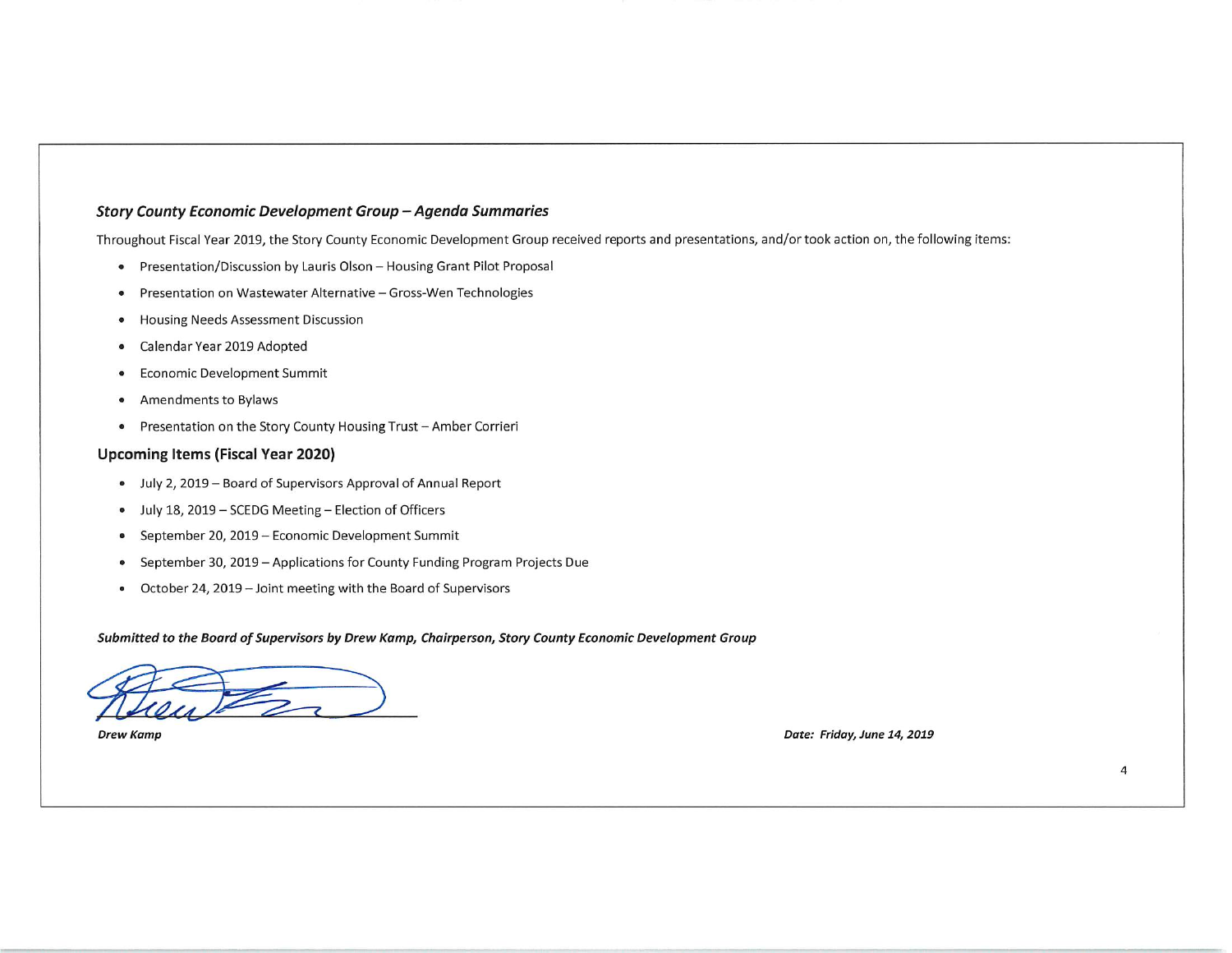### *Story County Economic Development Group – Agenda Summaries*

Throughout Fiscal Year 2019, the Story County Economic Development Group received reports and presentations, and/or took action on, the following items:

- Presentation/Discussion by Lauris Olson – Housing Grant Pilot Proposal
- Presentation on Wastewater Alternative – Gross-Wen Technologies
- Housing Needs Assessment Discussion
- Calendar Year 2019 Adopted
- Economic Development Summit
- Amendments to Bylaws
- Presentation on the Story County Housing Trust – Amber Corrieri

### Upcoming Items (Fiscal Year 2020)

- July 2, 2019 – Board of Supervisors Approval of Annual Report
- July 18, 2019 – SCEDG Meeting – Election of Officers
- September 20, 2019 – Economic Development Summit
- September 30, 2019 – Applications for County Funding Program Projects Due
- October 24, 2019 – Joint meeting with the Board of Supervisors

***Submitted to the Board of Supervisors by Drew Kamp, Chairperson, Story County Economic Development Group***

***Drew Kamp***

***Date: Friday, June 14, 2019***